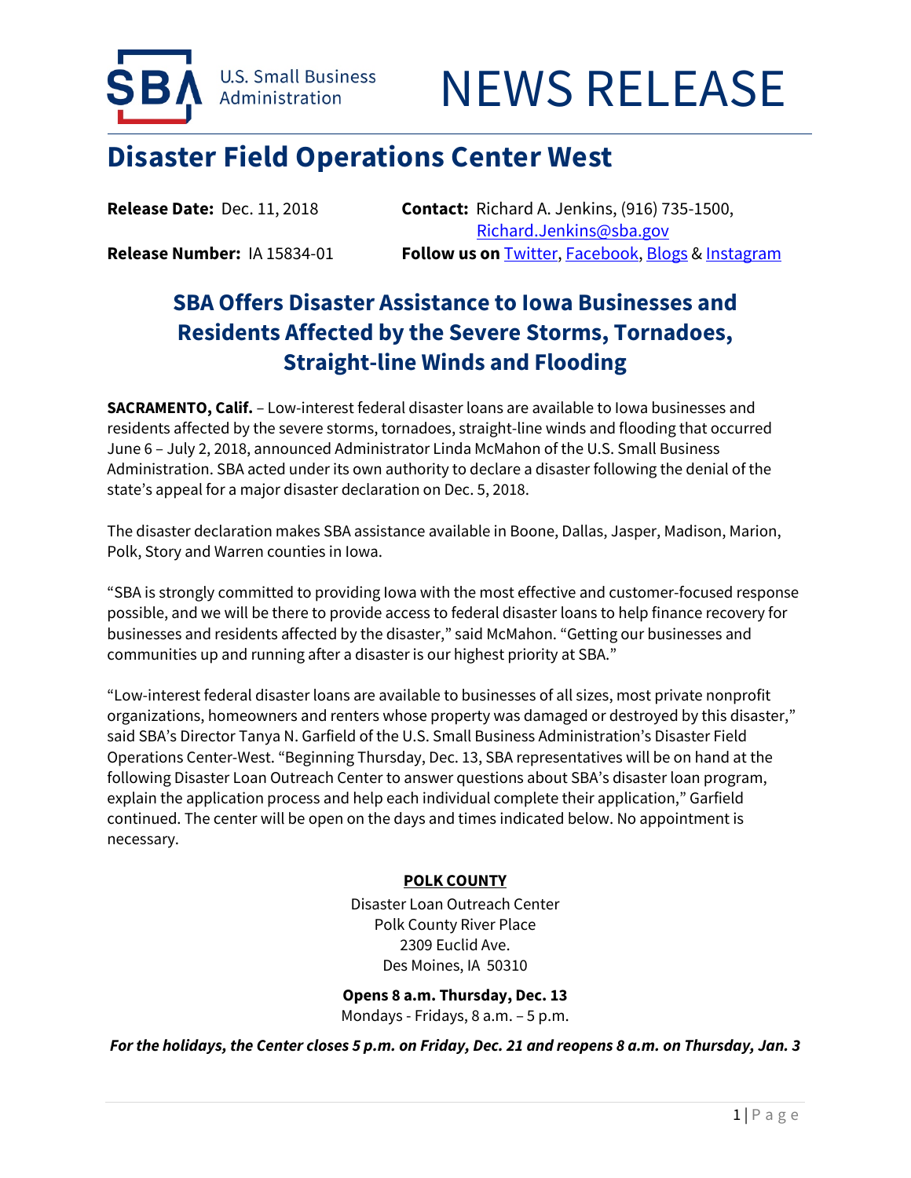U.S. Small Business Administration

# NEWS RELEASE

## Disaster Field Operations Center West

**Release Date:** Dec. 11, 2018

**Release Number:** IA 15834-01

**Contact:** Richard A. Jenkins, (916) 735-1500, [Richard.Jenkins@sba.gov](mailto:Richard.Jenkins@sba.gov)

**Follow us on** [Twitter](), [Facebook](), [Blogs]() & [Instagram]()

### SBA Offers Disaster Assistance to Iowa Businesses and Residents Affected by the Severe Storms, Tornadoes, Straight-line Winds and Flooding

**SACRAMENTO, Calif.** – Low-interest federal disaster loans are available to Iowa businesses and residents affected by the severe storms, tornadoes, straight-line winds and flooding that occurred June 6 – July 2, 2018, announced Administrator Linda McMahon of the U.S. Small Business Administration. SBA acted under its own authority to declare a disaster following the denial of the state's appeal for a major disaster declaration on Dec. 5, 2018.

The disaster declaration makes SBA assistance available in Boone, Dallas, Jasper, Madison, Marion, Polk, Story and Warren counties in Iowa.

"SBA is strongly committed to providing Iowa with the most effective and customer-focused response possible, and we will be there to provide access to federal disaster loans to help finance recovery for businesses and residents affected by the disaster," said McMahon. "Getting our businesses and communities up and running after a disaster is our highest priority at SBA."

"Low-interest federal disaster loans are available to businesses of all sizes, most private nonprofit organizations, homeowners and renters whose property was damaged or destroyed by this disaster," said SBA's Director Tanya N. Garfield of the U.S. Small Business Administration's Disaster Field Operations Center-West. "Beginning Thursday, Dec. 13, SBA representatives will be on hand at the following Disaster Loan Outreach Center to answer questions about SBA's disaster loan program, explain the application process and help each individual complete their application," Garfield continued. The center will be open on the days and times indicated below. No appointment is necessary.

**POLK COUNTY**

Disaster Loan Outreach Center
Polk County River Place
2309 Euclid Ave.
Des Moines, IA 50310

**Opens 8 a.m. Thursday, Dec. 13**

Mondays - Fridays, 8 a.m. – 5 p.m.

***For the holidays, the Center closes 5 p.m. on Friday, Dec. 21 and reopens 8 a.m. on Thursday, Jan. 3***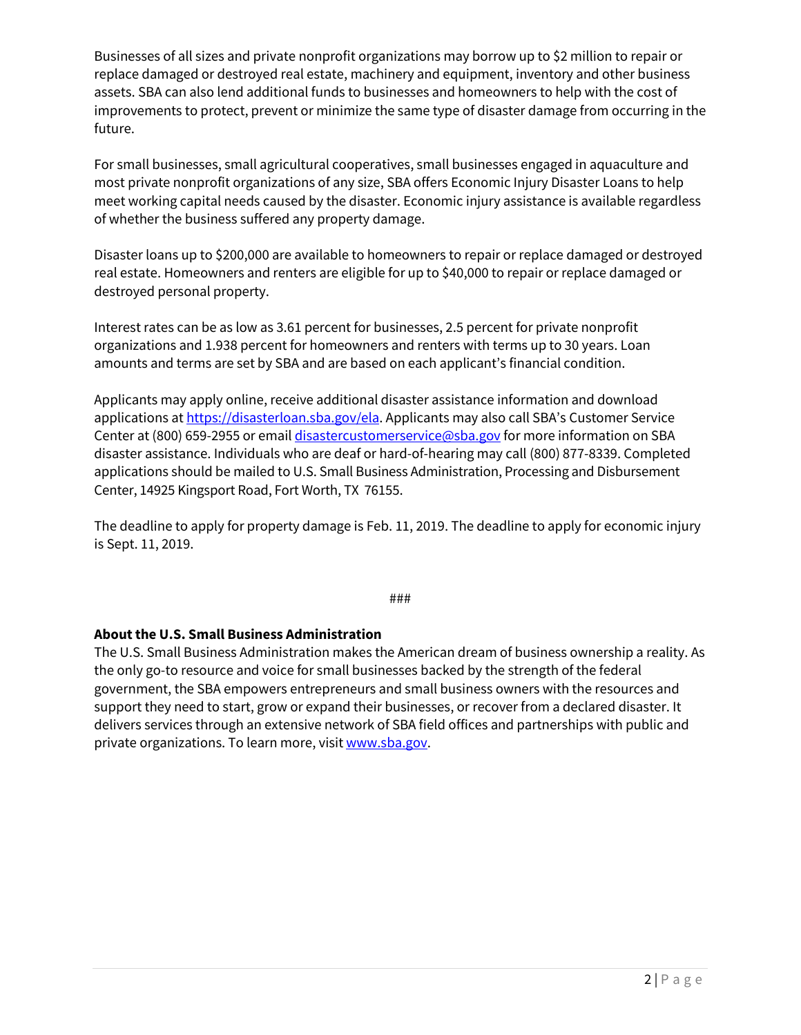Businesses of all sizes and private nonprofit organizations may borrow up to $2 million to repair or replace damaged or destroyed real estate, machinery and equipment, inventory and other business assets. SBA can also lend additional funds to businesses and homeowners to help with the cost of improvements to protect, prevent or minimize the same type of disaster damage from occurring in the future.

For small businesses, small agricultural cooperatives, small businesses engaged in aquaculture and most private nonprofit organizations of any size, SBA offers Economic Injury Disaster Loans to help meet working capital needs caused by the disaster. Economic injury assistance is available regardless of whether the business suffered any property damage.

Disaster loans up to $200,000 are available to homeowners to repair or replace damaged or destroyed real estate. Homeowners and renters are eligible for up to $40,000 to repair or replace damaged or destroyed personal property.

Interest rates can be as low as 3.61 percent for businesses, 2.5 percent for private nonprofit organizations and 1.938 percent for homeowners and renters with terms up to 30 years. Loan amounts and terms are set by SBA and are based on each applicant's financial condition.

Applicants may apply online, receive additional disaster assistance information and download applications at [https://disasterloan.sba.gov/ela](https://disasterloan.sba.gov/ela). Applicants may also call SBA's Customer Service Center at (800) 659-2955 or email [disastercustomerservice@sba.gov](mailto:disastercustomerservice@sba.gov) for more information on SBA disaster assistance. Individuals who are deaf or hard-of-hearing may call (800) 877-8339. Completed applications should be mailed to U.S. Small Business Administration, Processing and Disbursement Center, 14925 Kingsport Road, Fort Worth, TX 76155.

The deadline to apply for property damage is Feb. 11, 2019. The deadline to apply for economic injury is Sept. 11, 2019.

###

**About the U.S. Small Business Administration**
The U.S. Small Business Administration makes the American dream of business ownership a reality. As the only go-to resource and voice for small businesses backed by the strength of the federal government, the SBA empowers entrepreneurs and small business owners with the resources and support they need to start, grow or expand their businesses, or recover from a declared disaster. It delivers services through an extensive network of SBA field offices and partnerships with public and private organizations. To learn more, visit [www.sba.gov](http://www.sba.gov).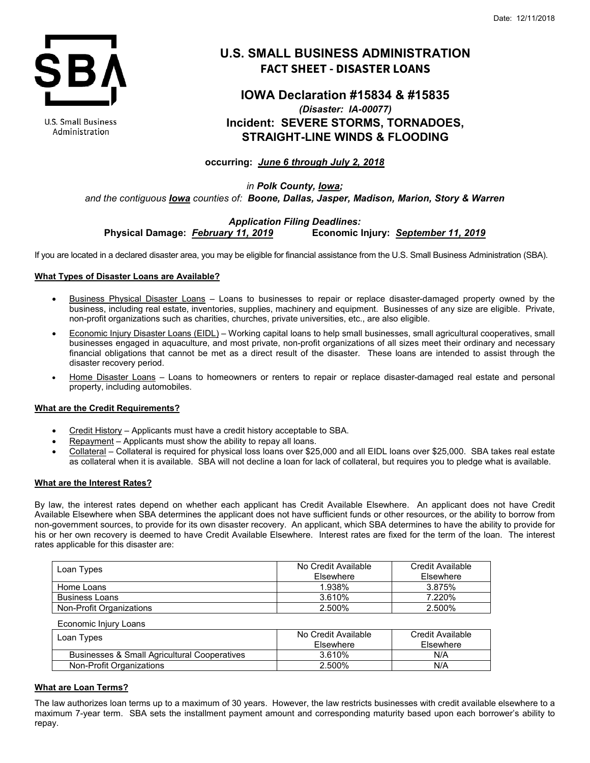Date: 12/11/2018

# U.S. SMALL BUSINESS ADMINISTRATION

## FACT SHEET - DISASTER LOANS

## IOWA Declaration #15834 & #15835

***(Disaster: IA-00077)***

### Incident: SEVERE STORMS, TORNADOES, STRAIGHT-LINE WINDS & FLOODING

**occurring:** ***June 6 through July 2, 2018***

*in* ***Polk County, Iowa;***

*and the contiguous* ***Iowa*** *counties of:* ***Boone, Dallas, Jasper, Madison, Marion, Story & Warren***

***Application Filing Deadlines:***

**Physical Damage:** ***February 11, 2019*** **Economic Injury:** ***September 11, 2019***

If you are located in a declared disaster area, you may be eligible for financial assistance from the U.S. Small Business Administration (SBA).

**What Types of Disaster Loans are Available?**

- Business Physical Disaster Loans – Loans to businesses to repair or replace disaster-damaged property owned by the business, including real estate, inventories, supplies, machinery and equipment. Businesses of any size are eligible. Private, non-profit organizations such as charities, churches, private universities, etc., are also eligible.
- Economic Injury Disaster Loans (EIDL) – Working capital loans to help small businesses, small agricultural cooperatives, small businesses engaged in aquaculture, and most private, non-profit organizations of all sizes meet their ordinary and necessary financial obligations that cannot be met as a direct result of the disaster. These loans are intended to assist through the disaster recovery period.
- Home Disaster Loans – Loans to homeowners or renters to repair or replace disaster-damaged real estate and personal property, including automobiles.

**What are the Credit Requirements?**

- Credit History – Applicants must have a credit history acceptable to SBA.
- Repayment – Applicants must show the ability to repay all loans.
- Collateral – Collateral is required for physical loss loans over $25,000 and all EIDL loans over $25,000. SBA takes real estate as collateral when it is available. SBA will not decline a loan for lack of collateral, but requires you to pledge what is available.

**What are the Interest Rates?**

By law, the interest rates depend on whether each applicant has Credit Available Elsewhere. An applicant does not have Credit Available Elsewhere when SBA determines the applicant does not have sufficient funds or other resources, or the ability to borrow from non-government sources, to provide for its own disaster recovery. An applicant, which SBA determines to have the ability to provide for his or her own recovery is deemed to have Credit Available Elsewhere. Interest rates are fixed for the term of the loan. The interest rates applicable for this disaster are:

| Loan Types | No Credit Available Elsewhere | Credit Available Elsewhere |
|---|---|---|
| Home Loans | 1.938% | 3.875% |
| Business Loans | 3.610% | 7.220% |
| Non-Profit Organizations | 2.500% | 2.500% |

Economic Injury Loans

| Loan Types | No Credit Available Elsewhere | Credit Available Elsewhere |
|---|---|---|
| Businesses & Small Agricultural Cooperatives | 3.610% | N/A |
| Non-Profit Organizations | 2.500% | N/A |

**What are Loan Terms?**

The law authorizes loan terms up to a maximum of 30 years. However, the law restricts businesses with credit available elsewhere to a maximum 7-year term. SBA sets the installment payment amount and corresponding maturity based upon each borrower's ability to repay.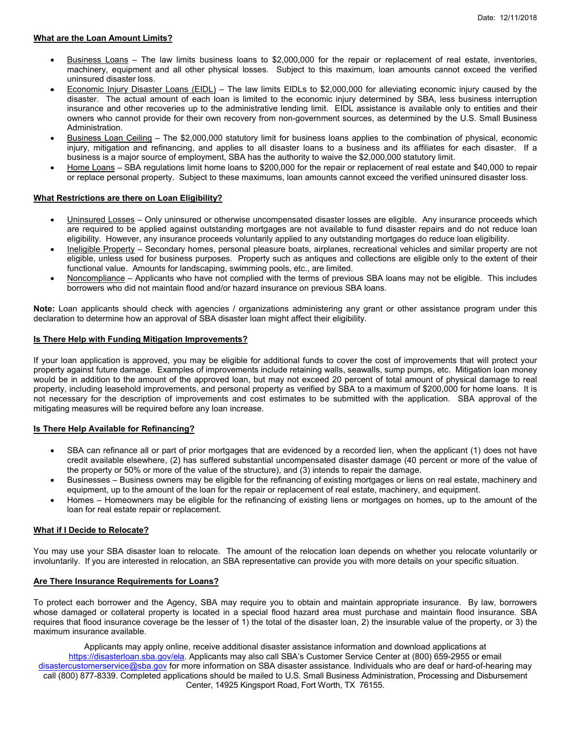Date: 12/11/2018

## What are the Loan Amount Limits?

- Business Loans – The law limits business loans to $2,000,000 for the repair or replacement of real estate, inventories, machinery, equipment and all other physical losses. Subject to this maximum, loan amounts cannot exceed the verified uninsured disaster loss.
- Economic Injury Disaster Loans (EIDL) – The law limits EIDLs to $2,000,000 for alleviating economic injury caused by the disaster. The actual amount of each loan is limited to the economic injury determined by SBA, less business interruption insurance and other recoveries up to the administrative lending limit. EIDL assistance is available only to entities and their owners who cannot provide for their own recovery from non-government sources, as determined by the U.S. Small Business Administration.
- Business Loan Ceiling – The $2,000,000 statutory limit for business loans applies to the combination of physical, economic injury, mitigation and refinancing, and applies to all disaster loans to a business and its affiliates for each disaster. If a business is a major source of employment, SBA has the authority to waive the $2,000,000 statutory limit.
- Home Loans – SBA regulations limit home loans to $200,000 for the repair or replacement of real estate and $40,000 to repair or replace personal property. Subject to these maximums, loan amounts cannot exceed the verified uninsured disaster loss.

## What Restrictions are there on Loan Eligibility?

- Uninsured Losses – Only uninsured or otherwise uncompensated disaster losses are eligible. Any insurance proceeds which are required to be applied against outstanding mortgages are not available to fund disaster repairs and do not reduce loan eligibility. However, any insurance proceeds voluntarily applied to any outstanding mortgages do reduce loan eligibility.
- Ineligible Property – Secondary homes, personal pleasure boats, airplanes, recreational vehicles and similar property are not eligible, unless used for business purposes. Property such as antiques and collections are eligible only to the extent of their functional value. Amounts for landscaping, swimming pools, etc., are limited.
- Noncompliance – Applicants who have not complied with the terms of previous SBA loans may not be eligible. This includes borrowers who did not maintain flood and/or hazard insurance on previous SBA loans.

**Note:** Loan applicants should check with agencies / organizations administering any grant or other assistance program under this declaration to determine how an approval of SBA disaster loan might affect their eligibility.

## Is There Help with Funding Mitigation Improvements?

If your loan application is approved, you may be eligible for additional funds to cover the cost of improvements that will protect your property against future damage. Examples of improvements include retaining walls, seawalls, sump pumps, etc. Mitigation loan money would be in addition to the amount of the approved loan, but may not exceed 20 percent of total amount of physical damage to real property, including leasehold improvements, and personal property as verified by SBA to a maximum of $200,000 for home loans. It is not necessary for the description of improvements and cost estimates to be submitted with the application. SBA approval of the mitigating measures will be required before any loan increase.

## Is There Help Available for Refinancing?

- SBA can refinance all or part of prior mortgages that are evidenced by a recorded lien, when the applicant (1) does not have credit available elsewhere, (2) has suffered substantial uncompensated disaster damage (40 percent or more of the value of the property or 50% or more of the value of the structure), and (3) intends to repair the damage.
- Businesses – Business owners may be eligible for the refinancing of existing mortgages or liens on real estate, machinery and equipment, up to the amount of the loan for the repair or replacement of real estate, machinery, and equipment.
- Homes – Homeowners may be eligible for the refinancing of existing liens or mortgages on homes, up to the amount of the loan for real estate repair or replacement.

## What if I Decide to Relocate?

You may use your SBA disaster loan to relocate. The amount of the relocation loan depends on whether you relocate voluntarily or involuntarily. If you are interested in relocation, an SBA representative can provide you with more details on your specific situation.

## Are There Insurance Requirements for Loans?

To protect each borrower and the Agency, SBA may require you to obtain and maintain appropriate insurance. By law, borrowers whose damaged or collateral property is located in a special flood hazard area must purchase and maintain flood insurance. SBA requires that flood insurance coverage be the lesser of 1) the total of the disaster loan, 2) the insurable value of the property, or 3) the maximum insurance available.

Applicants may apply online, receive additional disaster assistance information and download applications at https://disasterloan.sba.gov/ela. Applicants may also call SBA's Customer Service Center at (800) 659-2955 or email disastercustomerservice@sba.gov for more information on SBA disaster assistance. Individuals who are deaf or hard-of-hearing may call (800) 877-8339. Completed applications should be mailed to U.S. Small Business Administration, Processing and Disbursement Center, 14925 Kingsport Road, Fort Worth, TX 76155.